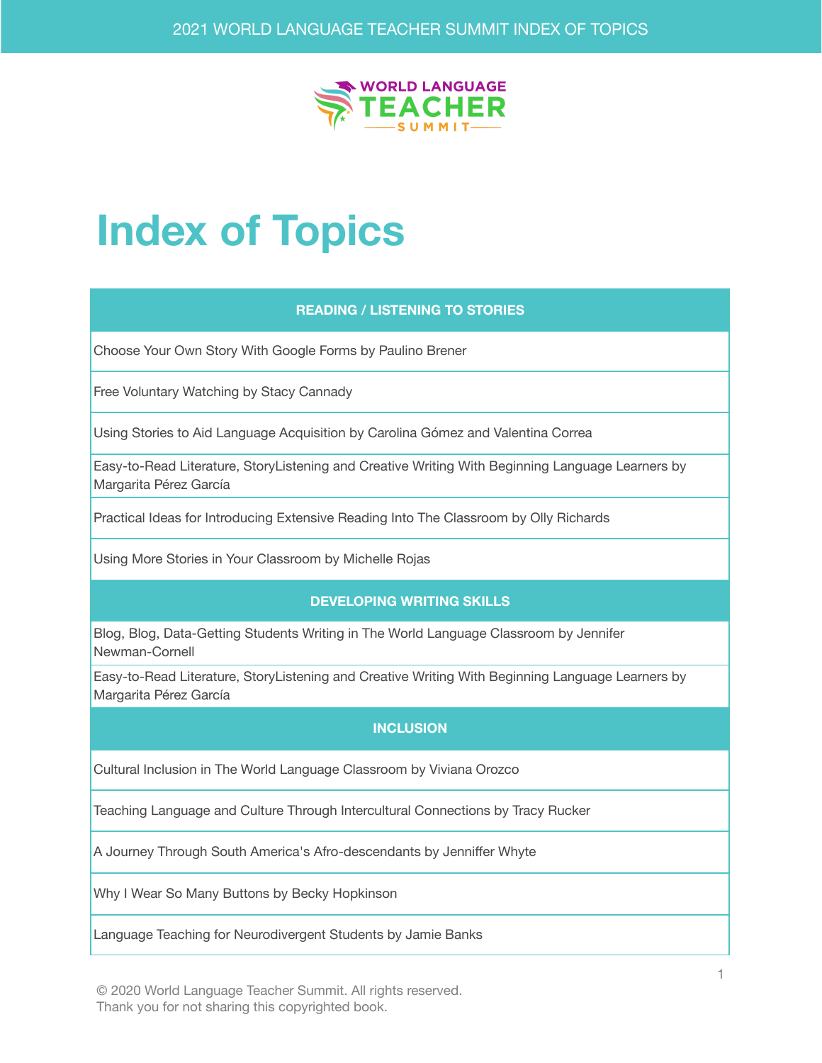# Index of Topics

| READING / LISTENING TO STORIES |
| --- |
| Choose Your Own Story With Google Forms by Paulino Brener |
| Free Voluntary Watching by Stacy Cannady |
| Using Stories to Aid Language Acquisition by Carolina Gómez and Valentina Correa |
| Easy-to-Read Literature, StoryListening and Creative Writing With Beginning Language Learners by Margarita Pérez García |
| Practical Ideas for Introducing Extensive Reading Into The Classroom by Olly Richards |
| Using More Stories in Your Classroom by Michelle Rojas |
| **DEVELOPING WRITING SKILLS** |
| Blog, Blog, Data-Getting Students Writing in The World Language Classroom by Jennifer Newman-Cornell |
| Easy-to-Read Literature, StoryListening and Creative Writing With Beginning Language Learners by Margarita Pérez García |
| **INCLUSION** |
| Cultural Inclusion in The World Language Classroom by Viviana Orozco |
| Teaching Language and Culture Through Intercultural Connections by Tracy Rucker |
| A Journey Through South America's Afro-descendants by Jenniffer Whyte |
| Why I Wear So Many Buttons by Becky Hopkinson |
| Language Teaching for Neurodivergent Students by Jamie Banks |

© 2020 World Language Teacher Summit. All rights reserved.
Thank you for not sharing this copyrighted book.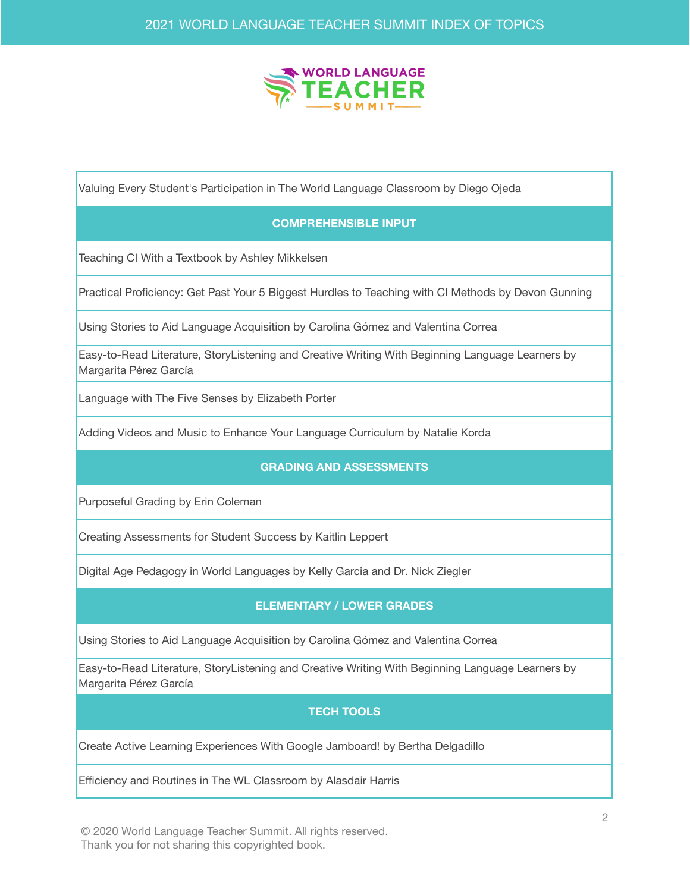Valuing Every Student's Participation in The World Language Classroom by Diego Ojeda

## COMPREHENSIBLE INPUT

Teaching CI With a Textbook by Ashley Mikkelsen

Practical Proficiency: Get Past Your 5 Biggest Hurdles to Teaching with CI Methods by Devon Gunning

Using Stories to Aid Language Acquisition by Carolina Gómez and Valentina Correa

Easy-to-Read Literature, StoryListening and Creative Writing With Beginning Language Learners by Margarita Pérez García

Language with The Five Senses by Elizabeth Porter

Adding Videos and Music to Enhance Your Language Curriculum by Natalie Korda

## GRADING AND ASSESSMENTS

Purposeful Grading by Erin Coleman

Creating Assessments for Student Success by Kaitlin Leppert

Digital Age Pedagogy in World Languages by Kelly Garcia and Dr. Nick Ziegler

## ELEMENTARY / LOWER GRADES

Using Stories to Aid Language Acquisition by Carolina Gómez and Valentina Correa

Easy-to-Read Literature, StoryListening and Creative Writing With Beginning Language Learners by Margarita Pérez García

## TECH TOOLS

Create Active Learning Experiences With Google Jamboard! by Bertha Delgadillo

Efficiency and Routines in The WL Classroom by Alasdair Harris

© 2020 World Language Teacher Summit. All rights reserved.
Thank you for not sharing this copyrighted book.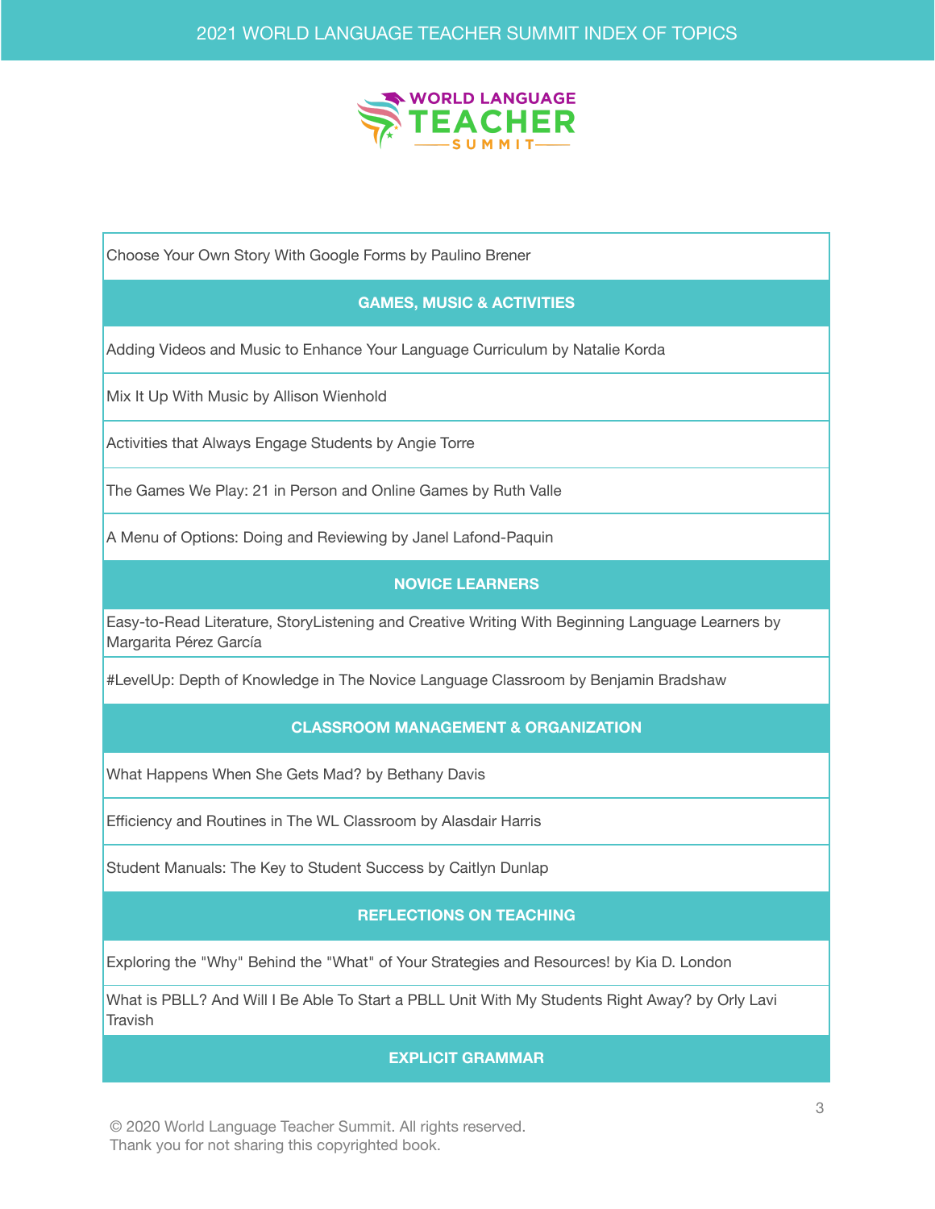Choose Your Own Story With Google Forms by Paulino Brener

## GAMES, MUSIC & ACTIVITIES

Adding Videos and Music to Enhance Your Language Curriculum by Natalie Korda

Mix It Up With Music by Allison Wienhold

Activities that Always Engage Students by Angie Torre

The Games We Play: 21 in Person and Online Games by Ruth Valle

A Menu of Options: Doing and Reviewing by Janel Lafond-Paquin

## NOVICE LEARNERS

Easy-to-Read Literature, StoryListening and Creative Writing With Beginning Language Learners by Margarita Pérez García

#LevelUp: Depth of Knowledge in The Novice Language Classroom by Benjamin Bradshaw

## CLASSROOM MANAGEMENT & ORGANIZATION

What Happens When She Gets Mad? by Bethany Davis

Efficiency and Routines in The WL Classroom by Alasdair Harris

Student Manuals: The Key to Student Success by Caitlyn Dunlap

## REFLECTIONS ON TEACHING

Exploring the "Why" Behind the "What" of Your Strategies and Resources! by Kia D. London

What is PBLL? And Will I Be Able To Start a PBLL Unit With My Students Right Away? by Orly Lavi Travish

## EXPLICIT GRAMMAR

© 2020 World Language Teacher Summit. All rights reserved.
Thank you for not sharing this copyrighted book.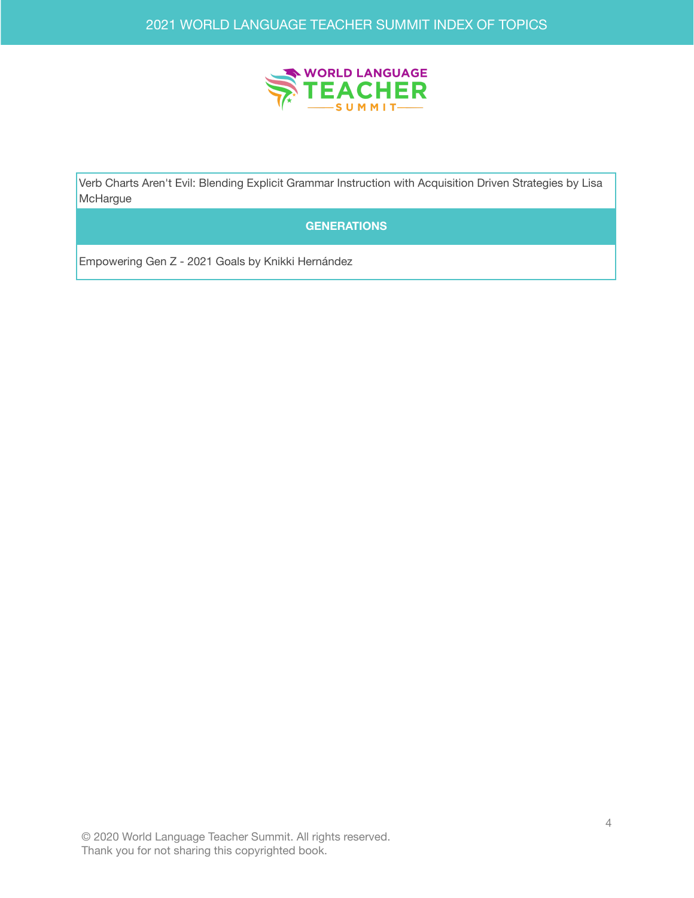Verb Charts Aren't Evil: Blending Explicit Grammar Instruction with Acquisition Driven Strategies by Lisa McHargue

**GENERATIONS**

Empowering Gen Z - 2021 Goals by Knikki Hernández